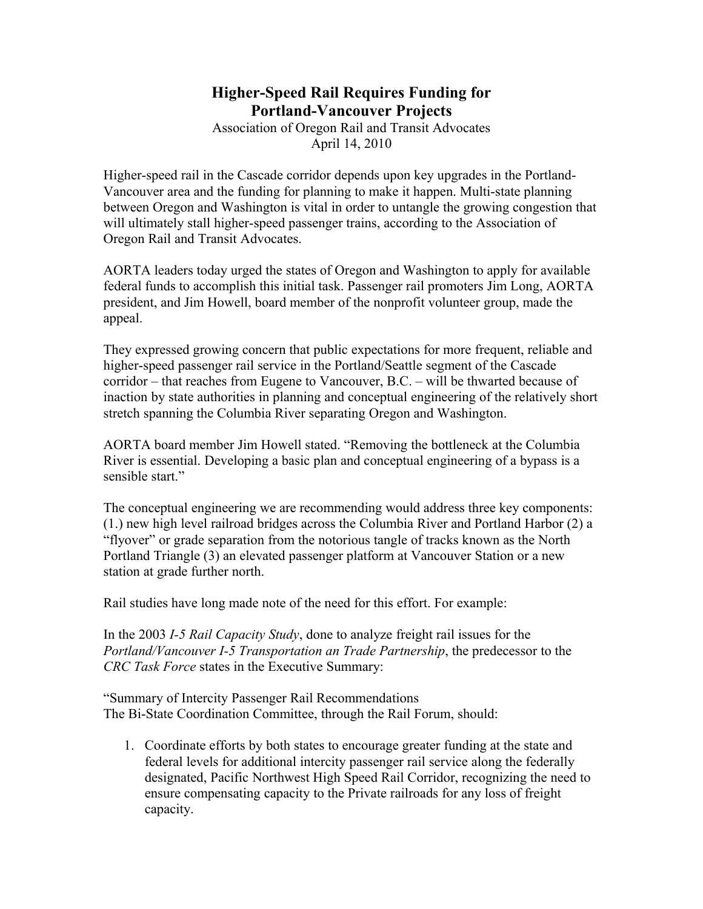# Higher-Speed Rail Requires Funding for Portland-Vancouver Projects

Association of Oregon Rail and Transit Advocates
April 14, 2010

Higher-speed rail in the Cascade corridor depends upon key upgrades in the Portland-Vancouver area and the funding for planning to make it happen. Multi-state planning between Oregon and Washington is vital in order to untangle the growing congestion that will ultimately stall higher-speed passenger trains, according to the Association of Oregon Rail and Transit Advocates.

AORTA leaders today urged the states of Oregon and Washington to apply for available federal funds to accomplish this initial task. Passenger rail promoters Jim Long, AORTA president, and Jim Howell, board member of the nonprofit volunteer group, made the appeal.

They expressed growing concern that public expectations for more frequent, reliable and higher-speed passenger rail service in the Portland/Seattle segment of the Cascade corridor – that reaches from Eugene to Vancouver, B.C. – will be thwarted because of inaction by state authorities in planning and conceptual engineering of the relatively short stretch spanning the Columbia River separating Oregon and Washington.

AORTA board member Jim Howell stated. "Removing the bottleneck at the Columbia River is essential. Developing a basic plan and conceptual engineering of a bypass is a sensible start."

The conceptual engineering we are recommending would address three key components: (1.) new high level railroad bridges across the Columbia River and Portland Harbor (2) a "flyover" or grade separation from the notorious tangle of tracks known as the North Portland Triangle (3) an elevated passenger platform at Vancouver Station or a new station at grade further north.

Rail studies have long made note of the need for this effort. For example:

In the 2003 *I-5 Rail Capacity Study*, done to analyze freight rail issues for the *Portland/Vancouver I-5 Transportation an Trade Partnership*, the predecessor to the *CRC Task Force* states in the Executive Summary:

"Summary of Intercity Passenger Rail Recommendations
The Bi-State Coordination Committee, through the Rail Forum, should:

1. Coordinate efforts by both states to encourage greater funding at the state and federal levels for additional intercity passenger rail service along the federally designated, Pacific Northwest High Speed Rail Corridor, recognizing the need to ensure compensating capacity to the Private railroads for any loss of freight capacity.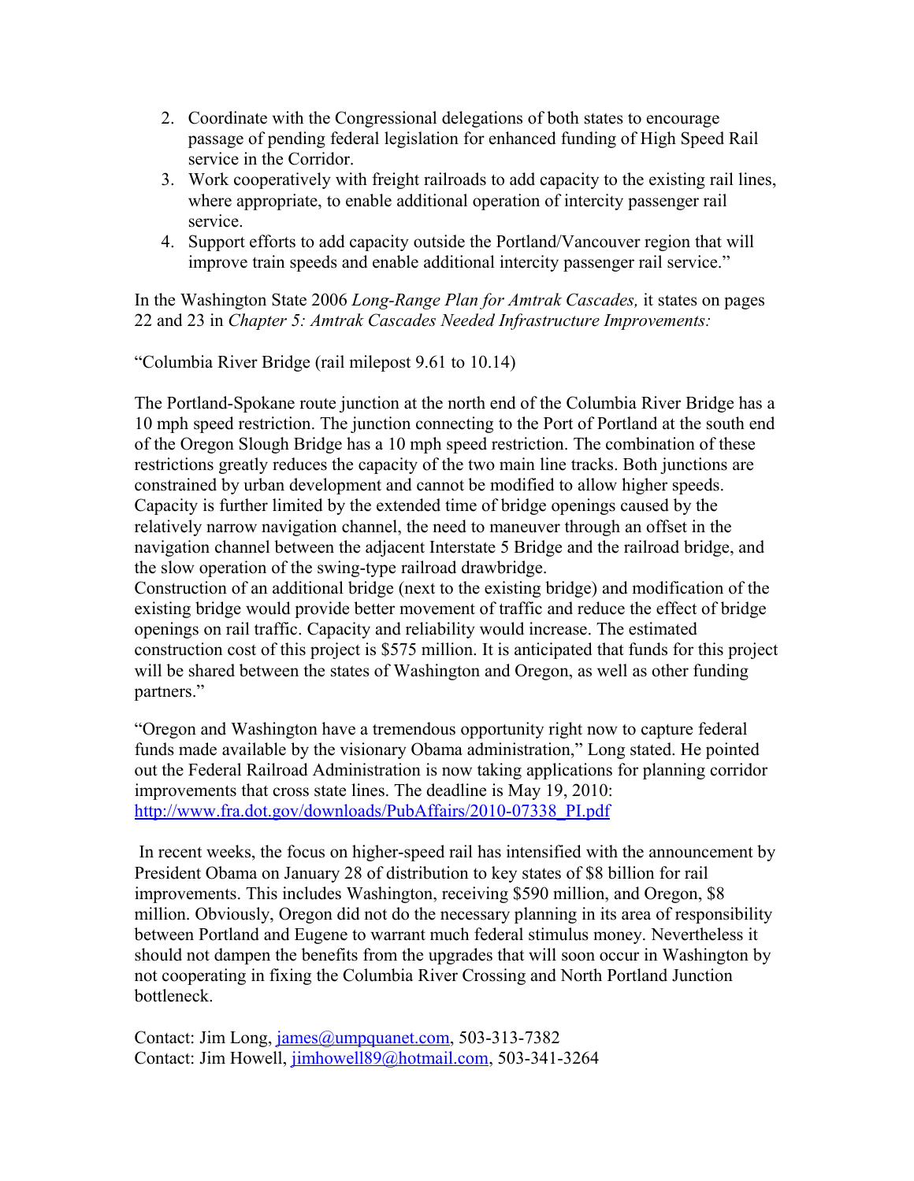2. Coordinate with the Congressional delegations of both states to encourage passage of pending federal legislation for enhanced funding of High Speed Rail service in the Corridor.
3. Work cooperatively with freight railroads to add capacity to the existing rail lines, where appropriate, to enable additional operation of intercity passenger rail service.
4. Support efforts to add capacity outside the Portland/Vancouver region that will improve train speeds and enable additional intercity passenger rail service."

In the Washington State 2006 *Long-Range Plan for Amtrak Cascades,* it states on pages 22 and 23 in *Chapter 5: Amtrak Cascades Needed Infrastructure Improvements:*

"Columbia River Bridge (rail milepost 9.61 to 10.14)

The Portland-Spokane route junction at the north end of the Columbia River Bridge has a 10 mph speed restriction. The junction connecting to the Port of Portland at the south end of the Oregon Slough Bridge has a 10 mph speed restriction. The combination of these restrictions greatly reduces the capacity of the two main line tracks. Both junctions are constrained by urban development and cannot be modified to allow higher speeds. Capacity is further limited by the extended time of bridge openings caused by the relatively narrow navigation channel, the need to maneuver through an offset in the navigation channel between the adjacent Interstate 5 Bridge and the railroad bridge, and the slow operation of the swing-type railroad drawbridge.
Construction of an additional bridge (next to the existing bridge) and modification of the existing bridge would provide better movement of traffic and reduce the effect of bridge openings on rail traffic. Capacity and reliability would increase. The estimated construction cost of this project is $575 million. It is anticipated that funds for this project will be shared between the states of Washington and Oregon, as well as other funding partners."

"Oregon and Washington have a tremendous opportunity right now to capture federal funds made available by the visionary Obama administration," Long stated. He pointed out the Federal Railroad Administration is now taking applications for planning corridor improvements that cross state lines. The deadline is May 19, 2010: http://www.fra.dot.gov/downloads/PubAffairs/2010-07338_PI.pdf

In recent weeks, the focus on higher-speed rail has intensified with the announcement by President Obama on January 28 of distribution to key states of $8 billion for rail improvements. This includes Washington, receiving $590 million, and Oregon, $8 million. Obviously, Oregon did not do the necessary planning in its area of responsibility between Portland and Eugene to warrant much federal stimulus money. Nevertheless it should not dampen the benefits from the upgrades that will soon occur in Washington by not cooperating in fixing the Columbia River Crossing and North Portland Junction bottleneck.

Contact: Jim Long, james@umpquanet.com, 503-313-7382
Contact: Jim Howell, jimhowell89@hotmail.com, 503-341-3264